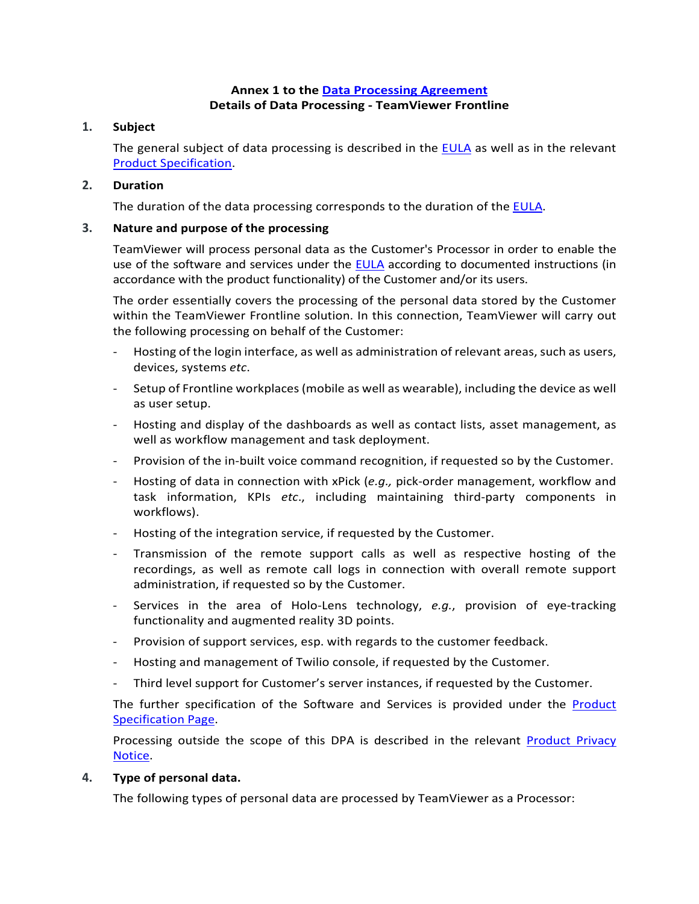**Annex 1 to the Data Processing Agreement**
**Details of Data Processing - TeamViewer Frontline**

1. **Subject**

   The general subject of data processing is described in the EULA as well as in the relevant Product Specification.

2. **Duration**

   The duration of the data processing corresponds to the duration of the EULA.

3. **Nature and purpose of the processing**

   TeamViewer will process personal data as the Customer's Processor in order to enable the use of the software and services under the EULA according to documented instructions (in accordance with the product functionality) of the Customer and/or its users.

   The order essentially covers the processing of the personal data stored by the Customer within the TeamViewer Frontline solution. In this connection, TeamViewer will carry out the following processing on behalf of the Customer:

   - Hosting of the login interface, as well as administration of relevant areas, such as users, devices, systems *etc*.
   - Setup of Frontline workplaces (mobile as well as wearable), including the device as well as user setup.
   - Hosting and display of the dashboards as well as contact lists, asset management, as well as workflow management and task deployment.
   - Provision of the in-built voice command recognition, if requested so by the Customer.
   - Hosting of data in connection with xPick (*e.g.,* pick-order management, workflow and task information, KPIs *etc*., including maintaining third-party components in workflows).
   - Hosting of the integration service, if requested by the Customer.
   - Transmission of the remote support calls as well as respective hosting of the recordings, as well as remote call logs in connection with overall remote support administration, if requested so by the Customer.
   - Services in the area of Holo-Lens technology, *e.g.*, provision of eye-tracking functionality and augmented reality 3D points.
   - Provision of support services, esp. with regards to the customer feedback.
   - Hosting and management of Twilio console, if requested by the Customer.
   - Third level support for Customer's server instances, if requested by the Customer.

   The further specification of the Software and Services is provided under the Product Specification Page.

   Processing outside the scope of this DPA is described in the relevant Product Privacy Notice.

4. **Type of personal data.**

   The following types of personal data are processed by TeamViewer as a Processor: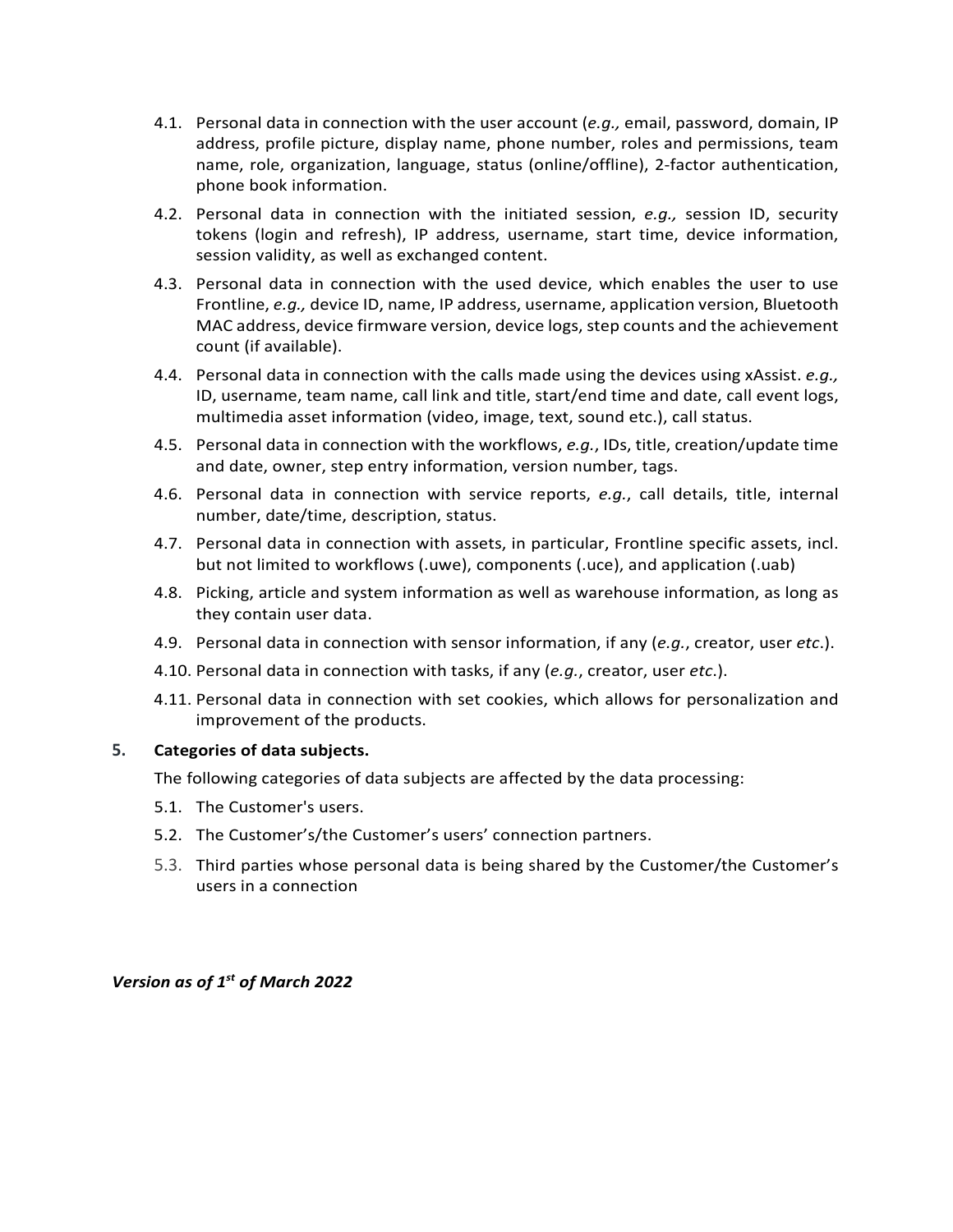4.1. Personal data in connection with the user account (*e.g.,* email, password, domain, IP address, profile picture, display name, phone number, roles and permissions, team name, role, organization, language, status (online/offline), 2-factor authentication, phone book information.

4.2. Personal data in connection with the initiated session, *e.g.,* session ID, security tokens (login and refresh), IP address, username, start time, device information, session validity, as well as exchanged content.

4.3. Personal data in connection with the used device, which enables the user to use Frontline, *e.g.,* device ID, name, IP address, username, application version, Bluetooth MAC address, device firmware version, device logs, step counts and the achievement count (if available).

4.4. Personal data in connection with the calls made using the devices using xAssist. *e.g.,* ID, username, team name, call link and title, start/end time and date, call event logs, multimedia asset information (video, image, text, sound etc.), call status.

4.5. Personal data in connection with the workflows, *e.g.*, IDs, title, creation/update time and date, owner, step entry information, version number, tags.

4.6. Personal data in connection with service reports, *e.g.*, call details, title, internal number, date/time, description, status.

4.7. Personal data in connection with assets, in particular, Frontline specific assets, incl. but not limited to workflows (.uwe), components (.uce), and application (.uab)

4.8. Picking, article and system information as well as warehouse information, as long as they contain user data.

4.9. Personal data in connection with sensor information, if any (*e.g.*, creator, user *etc*.).

4.10. Personal data in connection with tasks, if any (*e.g.*, creator, user *etc*.).

4.11. Personal data in connection with set cookies, which allows for personalization and improvement of the products.

## 5. Categories of data subjects.

The following categories of data subjects are affected by the data processing:

5.1. The Customer's users.

5.2. The Customer's/the Customer's users' connection partners.

5.3. Third parties whose personal data is being shared by the Customer/the Customer's users in a connection

***Version as of 1st of March 2022***